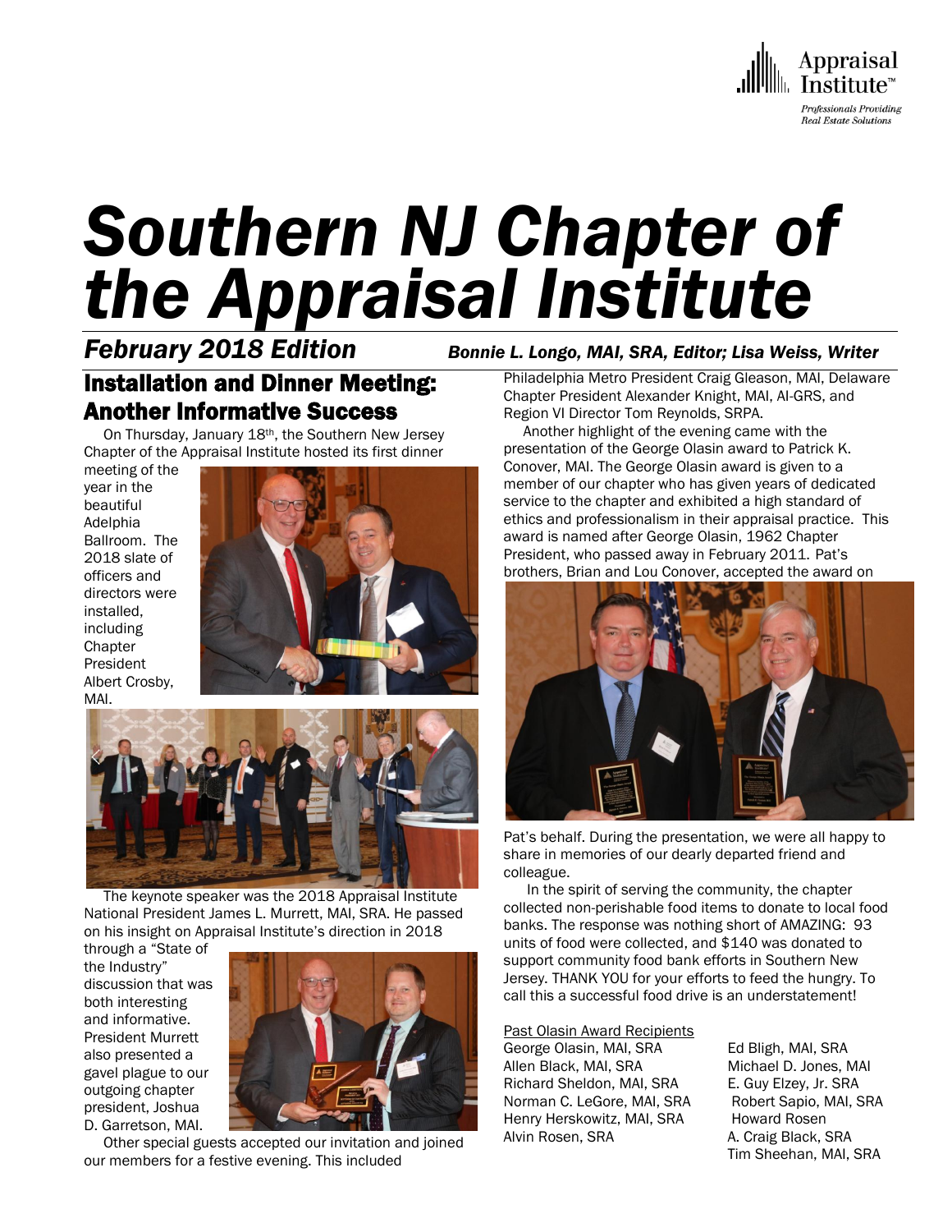Appraisal Institute™

*Professionals Providing Real Estate Solutions*

# *Southern NJ Chapter of the Appraisal Institute*

***February 2018 Edition*** ***Bonnie L. Longo, MAI, SRA, Editor; Lisa Weiss, Writer***

## Installation and Dinner Meeting: Another Informative Success

On Thursday, January 18th, the Southern New Jersey Chapter of the Appraisal Institute hosted its first dinner meeting of the year in the beautiful Adelphia Ballroom. The 2018 slate of officers and directors were installed, including Chapter President Albert Crosby, MAI.

The keynote speaker was the 2018 Appraisal Institute National President James L. Murrett, MAI, SRA. He passed on his insight on Appraisal Institute's direction in 2018 through a "State of the Industry" discussion that was both interesting and informative. President Murrett also presented a gavel plague to our outgoing chapter president, Joshua D. Garretson, MAI.

Other special guests accepted our invitation and joined our members for a festive evening. This included Philadelphia Metro President Craig Gleason, MAI, Delaware Chapter President Alexander Knight, MAI, AI-GRS, and Region VI Director Tom Reynolds, SRPA.

Another highlight of the evening came with the presentation of the George Olasin award to Patrick K. Conover, MAI. The George Olasin award is given to a member of our chapter who has given years of dedicated service to the chapter and exhibited a high standard of ethics and professionalism in their appraisal practice. This award is named after George Olasin, 1962 Chapter President, who passed away in February 2011. Pat's brothers, Brian and Lou Conover, accepted the award on Pat's behalf. During the presentation, we were all happy to share in memories of our dearly departed friend and colleague.

In the spirit of serving the community, the chapter collected non-perishable food items to donate to local food banks. The response was nothing short of AMAZING: 93 units of food were collected, and $140 was donated to support community food bank efforts in Southern New Jersey. THANK YOU for your efforts to feed the hungry. To call this a successful food drive is an understatement!

Past Olasin Award Recipients

- George Olasin, MAI, SRA
- Allen Black, MAI, SRA
- Richard Sheldon, MAI, SRA
- Norman C. LeGore, MAI, SRA
- Henry Herskowitz, MAI, SRA
- Alvin Rosen, SRA
- Ed Bligh, MAI, SRA
- Michael D. Jones, MAI
- E. Guy Elzey, Jr. SRA
- Robert Sapio, MAI, SRA
- Howard Rosen
- A. Craig Black, SRA
- Tim Sheehan, MAI, SRA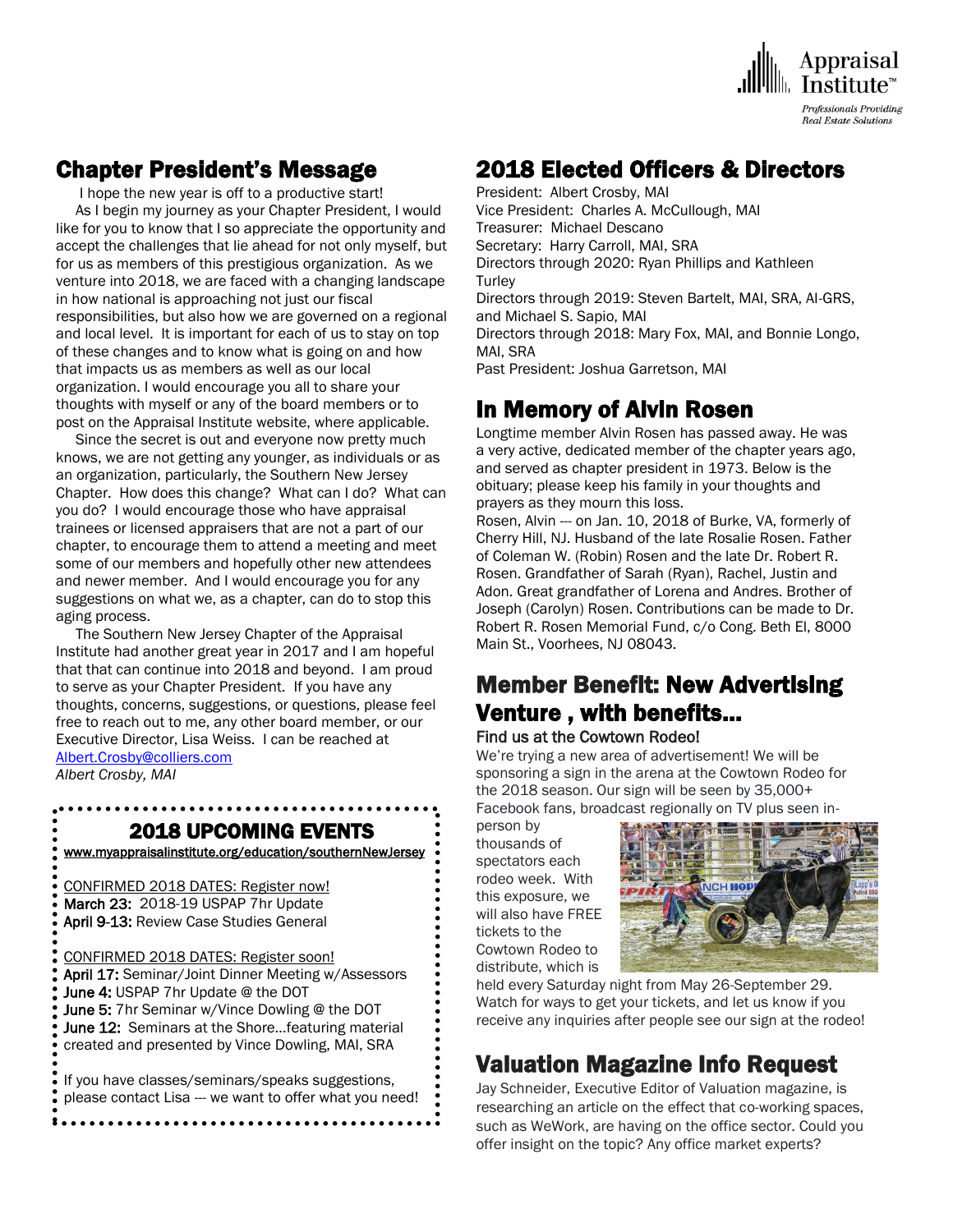Appraisal Institute™
*Professionals Providing Real Estate Solutions*

## Chapter President's Message

I hope the new year is off to a productive start!

As I begin my journey as your Chapter President, I would like for you to know that I so appreciate the opportunity and accept the challenges that lie ahead for not only myself, but for us as members of this prestigious organization. As we venture into 2018, we are faced with a changing landscape in how national is approaching not just our fiscal responsibilities, but also how we are governed on a regional and local level. It is important for each of us to stay on top of these changes and to know what is going on and how that impacts us as members as well as our local organization. I would encourage you all to share your thoughts with myself or any of the board members or to post on the Appraisal Institute website, where applicable.

Since the secret is out and everyone now pretty much knows, we are not getting any younger, as individuals or as an organization, particularly, the Southern New Jersey Chapter. How does this change? What can I do? What can you do? I would encourage those who have appraisal trainees or licensed appraisers that are not a part of our chapter, to encourage them to attend a meeting and meet some of our members and hopefully other new attendees and newer member. And I would encourage you for any suggestions on what we, as a chapter, can do to stop this aging process.

The Southern New Jersey Chapter of the Appraisal Institute had another great year in 2017 and I am hopeful that that can continue into 2018 and beyond. I am proud to serve as your Chapter President. If you have any thoughts, concerns, suggestions, or questions, please feel free to reach out to me, any other board member, or our Executive Director, Lisa Weiss. I can be reached at Albert.Crosby@colliers.com

*Albert Crosby, MAI*

## 2018 UPCOMING EVENTS

www.myappraisalinstitute.org/education/southernNewJersey

CONFIRMED 2018 DATES: Register now!

**March 23:** 2018-19 USPAP 7hr Update
**April 9-13:** Review Case Studies General

CONFIRMED 2018 DATES: Register soon!

**April 17:** Seminar/Joint Dinner Meeting w/Assessors
**June 4:** USPAP 7hr Update @ the DOT
**June 5:** 7hr Seminar w/Vince Dowling @ the DOT
**June 12:** Seminars at the Shore…featuring material created and presented by Vince Dowling, MAI, SRA

If you have classes/seminars/speaks suggestions, please contact Lisa --- we want to offer what you need!

## 2018 Elected Officers & Directors

President: Albert Crosby, MAI
Vice President: Charles A. McCullough, MAI
Treasurer: Michael Descano
Secretary: Harry Carroll, MAI, SRA
Directors through 2020: Ryan Phillips and Kathleen Turley
Directors through 2019: Steven Bartelt, MAI, SRA, AI-GRS, and Michael S. Sapio, MAI
Directors through 2018: Mary Fox, MAI, and Bonnie Longo, MAI, SRA
Past President: Joshua Garretson, MAI

## In Memory of Alvin Rosen

Longtime member Alvin Rosen has passed away. He was a very active, dedicated member of the chapter years ago, and served as chapter president in 1973. Below is the obituary; please keep his family in your thoughts and prayers as they mourn this loss.

Rosen, Alvin --- on Jan. 10, 2018 of Burke, VA, formerly of Cherry Hill, NJ. Husband of the late Rosalie Rosen. Father of Coleman W. (Robin) Rosen and the late Dr. Robert R. Rosen. Grandfather of Sarah (Ryan), Rachel, Justin and Adon. Great grandfather of Lorena and Andres. Brother of Joseph (Carolyn) Rosen. Contributions can be made to Dr. Robert R. Rosen Memorial Fund, c/o Cong. Beth El, 8000 Main St., Voorhees, NJ 08043.

## Member Benefit: New Advertising Venture , with benefits…

### Find us at the Cowtown Rodeo!

We're trying a new area of advertisement! We will be sponsoring a sign in the arena at the Cowtown Rodeo for the 2018 season. Our sign will be seen by 35,000+ Facebook fans, broadcast regionally on TV plus seen in-person by thousands of spectators each rodeo week. With this exposure, we will also have FREE tickets to the Cowtown Rodeo to distribute, which is held every Saturday night from May 26-September 29. Watch for ways to get your tickets, and let us know if you receive any inquiries after people see our sign at the rodeo!

## Valuation Magazine Info Request

Jay Schneider, Executive Editor of Valuation magazine, is researching an article on the effect that co-working spaces, such as WeWork, are having on the office sector. Could you offer insight on the topic? Any office market experts?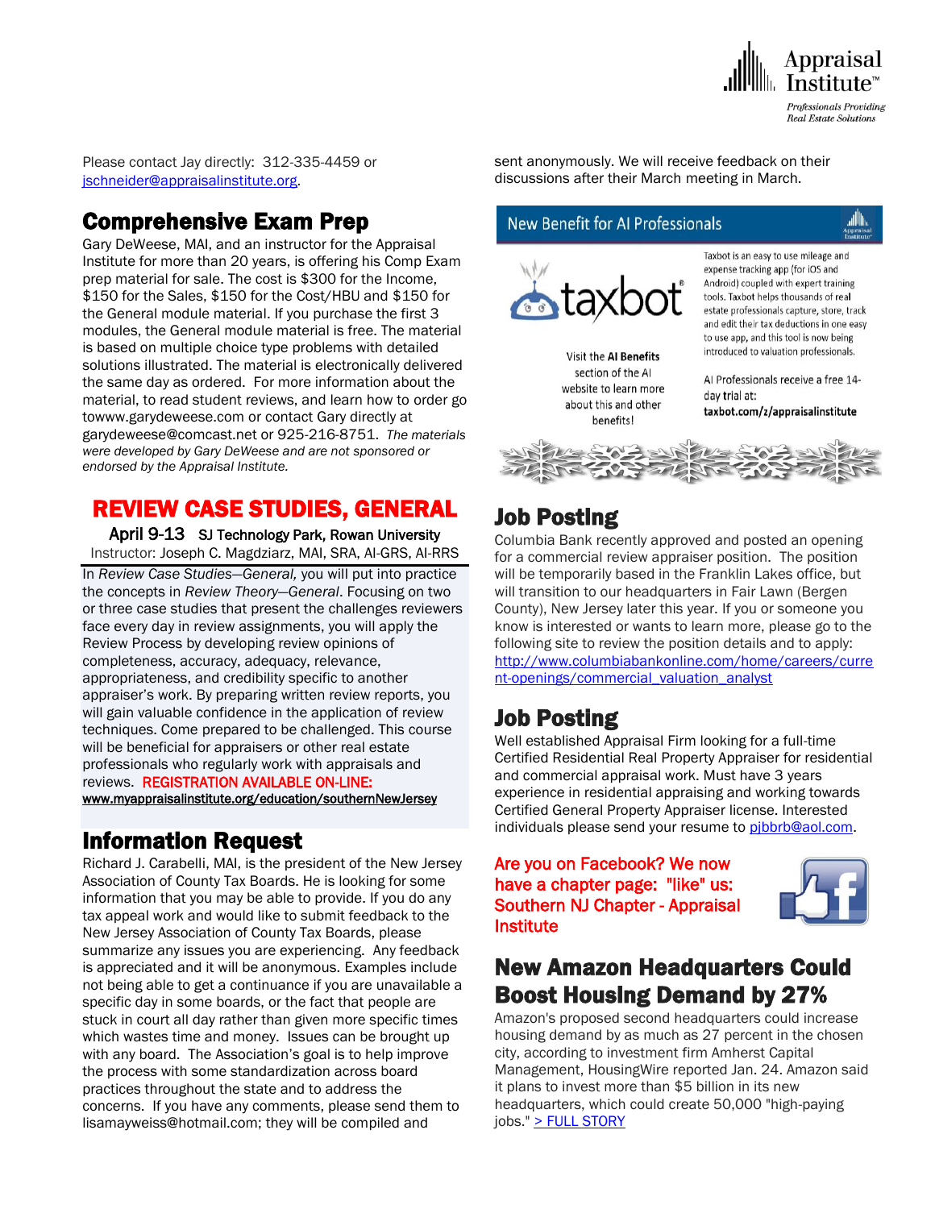Please contact Jay directly: 312-335-4459 or jschneider@appraisalinstitute.org.

## Comprehensive Exam Prep

Gary DeWeese, MAI, and an instructor for the Appraisal Institute for more than 20 years, is offering his Comp Exam prep material for sale. The cost is $300 for the Income, $150 for the Sales, $150 for the Cost/HBU and $150 for the General module material. If you purchase the first 3 modules, the General module material is free. The material is based on multiple choice type problems with detailed solutions illustrated. The material is electronically delivered the same day as ordered. For more information about the material, to read student reviews, and learn how to order go towww.garydeweese.com or contact Gary directly at garydeweese@comcast.net or 925-216-8751. *The materials were developed by Gary DeWeese and are not sponsored or endorsed by the Appraisal Institute.*

## REVIEW CASE STUDIES, GENERAL

**April 9-13** SJ Technology Park, Rowan University

Instructor: Joseph C. Magdziarz, MAI, SRA, AI-GRS, AI-RRS

In *Review Case Studies—General,* you will put into practice the concepts in *Review Theory—General*. Focusing on two or three case studies that present the challenges reviewers face every day in review assignments, you will apply the Review Process by developing review opinions of completeness, accuracy, adequacy, relevance, appropriateness, and credibility specific to another appraiser's work. By preparing written review reports, you will gain valuable confidence in the application of review techniques. Come prepared to be challenged. This course will be beneficial for appraisers or other real estate professionals who regularly work with appraisals and reviews. REGISTRATION AVAILABLE ON-LINE: **www.myappraisalinstitute.org/education/southernNewJersey**

## Information Request

Richard J. Carabelli, MAI, is the president of the New Jersey Association of County Tax Boards. He is looking for some information that you may be able to provide. If you do any tax appeal work and would like to submit feedback to the New Jersey Association of County Tax Boards, please summarize any issues you are experiencing. Any feedback is appreciated and it will be anonymous. Examples include not being able to get a continuance if you are unavailable a specific day in some boards, or the fact that people are stuck in court all day rather than given more specific times which wastes time and money. Issues can be brought up with any board. The Association's goal is to help improve the process with some standardization across board practices throughout the state and to address the concerns. If you have any comments, please send them to lisamayweiss@hotmail.com; they will be compiled and sent anonymously. We will receive feedback on their discussions after their March meeting in March.

**New Benefit for AI Professionals**

Taxbot is an easy to use mileage and expense tracking app (for iOS and Android) coupled with expert training tools. Taxbot helps thousands of real estate professionals capture, store, track and edit their tax deductions in one easy to use app, and this tool is now being introduced to valuation professionals.

Visit the **AI Benefits** section of the AI website to learn more about this and other benefits!

AI Professionals receive a free 14-day trial at: **taxbot.com/z/appraisalinstitute**

## Job Posting

Columbia Bank recently approved and posted an opening for a commercial review appraiser position. The position will be temporarily based in the Franklin Lakes office, but will transition to our headquarters in Fair Lawn (Bergen County), New Jersey later this year. If you or someone you know is interested or wants to learn more, please go to the following site to review the position details and to apply: http://www.columbiabankonline.com/home/careers/current-openings/commercial_valuation_analyst

## Job Posting

Well established Appraisal Firm looking for a full-time Certified Residential Real Property Appraiser for residential and commercial appraisal work. Must have 3 years experience in residential appraising and working towards Certified General Property Appraiser license. Interested individuals please send your resume to pjbbrb@aol.com.

Are you on Facebook? We now have a chapter page: "like" us: Southern NJ Chapter - Appraisal Institute

## New Amazon Headquarters Could Boost Housing Demand by 27%

Amazon's proposed second headquarters could increase housing demand by as much as 27 percent in the chosen city, according to investment firm Amherst Capital Management, HousingWire reported Jan. 24. Amazon said it plans to invest more than $5 billion in its new headquarters, which could create 50,000 "high-paying jobs." > FULL STORY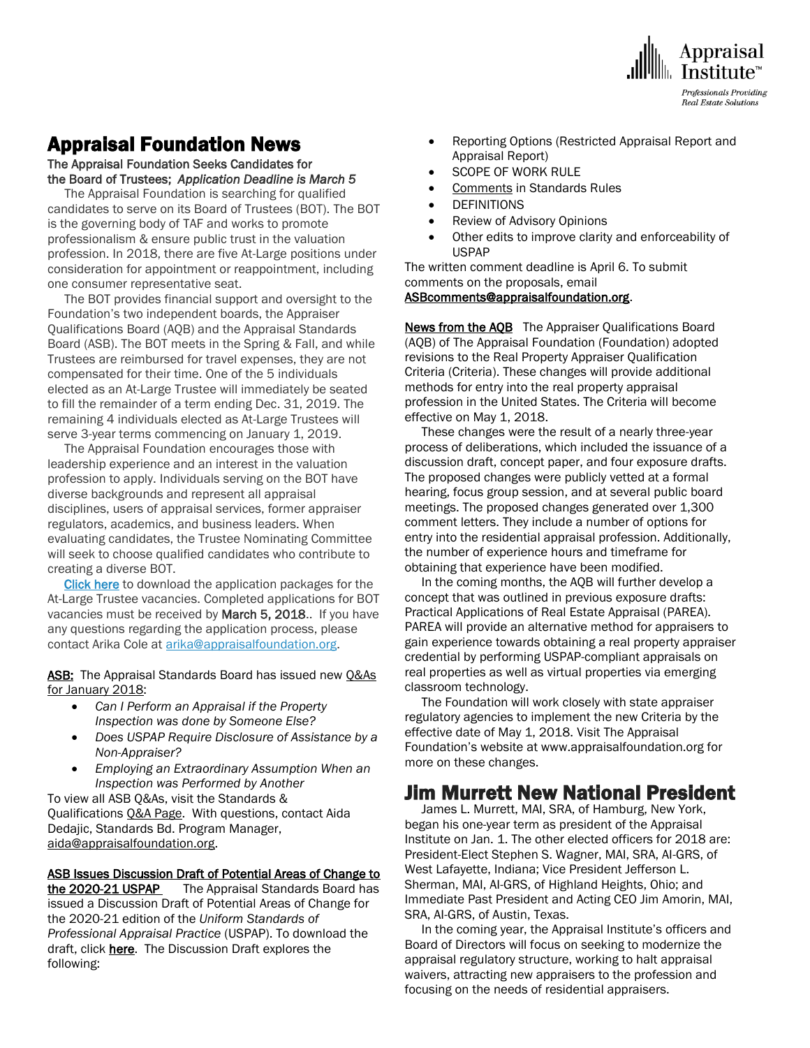# Appraisal Foundation News

**The Appraisal Foundation Seeks Candidates for the Board of Trustees; *Application Deadline is March 5***

The Appraisal Foundation is searching for qualified candidates to serve on its Board of Trustees (BOT). The BOT is the governing body of TAF and works to promote professionalism & ensure public trust in the valuation profession. In 2018, there are five At-Large positions under consideration for appointment or reappointment, including one consumer representative seat.

The BOT provides financial support and oversight to the Foundation's two independent boards, the Appraiser Qualifications Board (AQB) and the Appraisal Standards Board (ASB). The BOT meets in the Spring & Fall, and while Trustees are reimbursed for travel expenses, they are not compensated for their time. One of the 5 individuals elected as an At-Large Trustee will immediately be seated to fill the remainder of a term ending Dec. 31, 2019. The remaining 4 individuals elected as At-Large Trustees will serve 3-year terms commencing on January 1, 2019.

The Appraisal Foundation encourages those with leadership experience and an interest in the valuation profession to apply. Individuals serving on the BOT have diverse backgrounds and represent all appraisal disciplines, users of appraisal services, former appraiser regulators, academics, and business leaders. When evaluating candidates, the Trustee Nominating Committee will seek to choose qualified candidates who contribute to creating a diverse BOT.

Click here to download the application packages for the At-Large Trustee vacancies. Completed applications for BOT vacancies must be received by **March 5, 2018**.. If you have any questions regarding the application process, please contact Arika Cole at arika@appraisalfoundation.org.

ASB: The Appraisal Standards Board has issued new Q&As for January 2018:

- *Can I Perform an Appraisal if the Property Inspection was done by Someone Else?*
- *Does USPAP Require Disclosure of Assistance by a Non-Appraiser?*
- *Employing an Extraordinary Assumption When an Inspection was Performed by Another*

To view all ASB Q&As, visit the Standards & Qualifications Q&A Page. With questions, contact Aida Dedajic, Standards Bd. Program Manager, aida@appraisalfoundation.org.

**ASB Issues Discussion Draft of Potential Areas of Change to the 2020-21 USPAP** The Appraisal Standards Board has issued a Discussion Draft of Potential Areas of Change for the 2020-21 edition of the *Uniform Standards of Professional Appraisal Practice* (USPAP). To download the draft, click **here**. The Discussion Draft explores the following:

- Reporting Options (Restricted Appraisal Report and Appraisal Report)
- SCOPE OF WORK RULE
- Comments in Standards Rules
- DEFINITIONS
- Review of Advisory Opinions
- Other edits to improve clarity and enforceability of USPAP

The written comment deadline is April 6. To submit comments on the proposals, email **ASBcomments@appraisalfoundation.org**.

**News from the AQB** The Appraiser Qualifications Board (AQB) of The Appraisal Foundation (Foundation) adopted revisions to the Real Property Appraiser Qualification Criteria (Criteria). These changes will provide additional methods for entry into the real property appraisal profession in the United States. The Criteria will become effective on May 1, 2018.

These changes were the result of a nearly three-year process of deliberations, which included the issuance of a discussion draft, concept paper, and four exposure drafts. The proposed changes were publicly vetted at a formal hearing, focus group session, and at several public board meetings. The proposed changes generated over 1,300 comment letters. They include a number of options for entry into the residential appraisal profession. Additionally, the number of experience hours and timeframe for obtaining that experience have been modified.

In the coming months, the AQB will further develop a concept that was outlined in previous exposure drafts: Practical Applications of Real Estate Appraisal (PAREA). PAREA will provide an alternative method for appraisers to gain experience towards obtaining a real property appraiser credential by performing USPAP-compliant appraisals on real properties as well as virtual properties via emerging classroom technology.

The Foundation will work closely with state appraiser regulatory agencies to implement the new Criteria by the effective date of May 1, 2018. Visit The Appraisal Foundation's website at www.appraisalfoundation.org for more on these changes.

# Jim Murrett New National President

James L. Murrett, MAI, SRA, of Hamburg, New York, began his one-year term as president of the Appraisal Institute on Jan. 1. The other elected officers for 2018 are: President-Elect Stephen S. Wagner, MAI, SRA, AI-GRS, of West Lafayette, Indiana; Vice President Jefferson L. Sherman, MAI, AI-GRS, of Highland Heights, Ohio; and Immediate Past President and Acting CEO Jim Amorin, MAI, SRA, AI-GRS, of Austin, Texas.

In the coming year, the Appraisal Institute's officers and Board of Directors will focus on seeking to modernize the appraisal regulatory structure, working to halt appraisal waivers, attracting new appraisers to the profession and focusing on the needs of residential appraisers.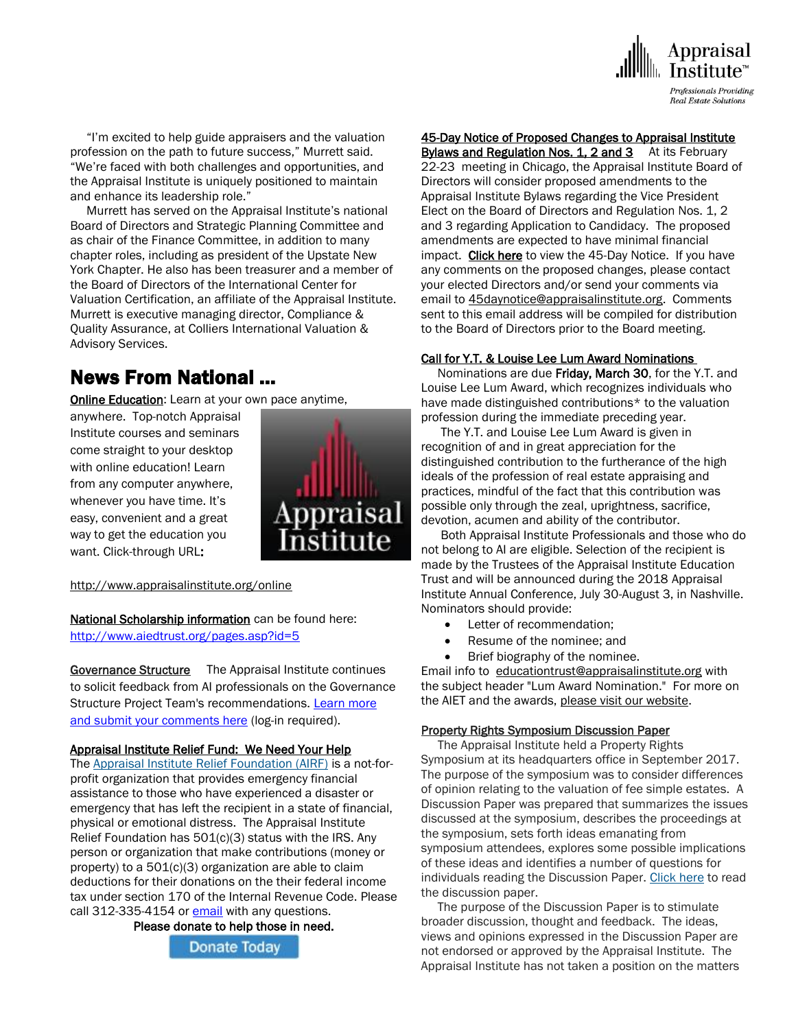"I'm excited to help guide appraisers and the valuation profession on the path to future success," Murrett said. "We're faced with both challenges and opportunities, and the Appraisal Institute is uniquely positioned to maintain and enhance its leadership role."

Murrett has served on the Appraisal Institute's national Board of Directors and Strategic Planning Committee and as chair of the Finance Committee, in addition to many chapter roles, including as president of the Upstate New York Chapter. He also has been treasurer and a member of the Board of Directors of the International Center for Valuation Certification, an affiliate of the Appraisal Institute. Murrett is executive managing director, Compliance & Quality Assurance, at Colliers International Valuation & Advisory Services.

## News From National ...

Online Education: Learn at your own pace anytime, anywhere. Top-notch Appraisal Institute courses and seminars come straight to your desktop with online education! Learn from any computer anywhere, whenever you have time. It's easy, convenient and a great way to get the education you want. Click-through URL:

http://www.appraisalinstitute.org/online

National Scholarship information can be found here: http://www.aiedtrust.org/pages.asp?id=5

Governance Structure  The Appraisal Institute continues to solicit feedback from AI professionals on the Governance Structure Project Team's recommendations. Learn more and submit your comments here (log-in required).

**Appraisal Institute Relief Fund: We Need Your Help**

The Appraisal Institute Relief Foundation (AIRF) is a not-for-profit organization that provides emergency financial assistance to those who have experienced a disaster or emergency that has left the recipient in a state of financial, physical or emotional distress. The Appraisal Institute Relief Foundation has 501(c)(3) status with the IRS. Any person or organization that make contributions (money or property) to a 501(c)(3) organization are able to claim deductions for their donations on the their federal income tax under section 170 of the Internal Revenue Code. Please call 312-335-4154 or email with any questions.

Please donate to help those in need.

Donate Today

**45-Day Notice of Proposed Changes to Appraisal Institute Bylaws and Regulation Nos. 1, 2 and 3**  At its February 22-23 meeting in Chicago, the Appraisal Institute Board of Directors will consider proposed amendments to the Appraisal Institute Bylaws regarding the Vice President Elect on the Board of Directors and Regulation Nos. 1, 2 and 3 regarding Application to Candidacy. The proposed amendments are expected to have minimal financial impact. Click here to view the 45-Day Notice. If you have any comments on the proposed changes, please contact your elected Directors and/or send your comments via email to 45daynotice@appraisalinstitute.org. Comments sent to this email address will be compiled for distribution to the Board of Directors prior to the Board meeting.

**Call for Y.T. & Louise Lee Lum Award Nominations**

Nominations are due **Friday, March 30**, for the Y.T. and Louise Lee Lum Award, which recognizes individuals who have made distinguished contributions* to the valuation profession during the immediate preceding year.

The Y.T. and Louise Lee Lum Award is given in recognition of and in great appreciation for the distinguished contribution to the furtherance of the high ideals of the profession of real estate appraising and practices, mindful of the fact that this contribution was possible only through the zeal, uprightness, sacrifice, devotion, acumen and ability of the contributor.

Both Appraisal Institute Professionals and those who do not belong to AI are eligible. Selection of the recipient is made by the Trustees of the Appraisal Institute Education Trust and will be announced during the 2018 Appraisal Institute Annual Conference, July 30-August 3, in Nashville. Nominators should provide:

- Letter of recommendation;
- Resume of the nominee; and
- Brief biography of the nominee.

Email info to educationtrust@appraisalinstitute.org with the subject header "Lum Award Nomination." For more on the AIET and the awards, please visit our website.

**Property Rights Symposium Discussion Paper**

The Appraisal Institute held a Property Rights Symposium at its headquarters office in September 2017. The purpose of the symposium was to consider differences of opinion relating to the valuation of fee simple estates. A Discussion Paper was prepared that summarizes the issues discussed at the symposium, describes the proceedings at the symposium, sets forth ideas emanating from symposium attendees, explores some possible implications of these ideas and identifies a number of questions for individuals reading the Discussion Paper. Click here to read the discussion paper.

The purpose of the Discussion Paper is to stimulate broader discussion, thought and feedback. The ideas, views and opinions expressed in the Discussion Paper are not endorsed or approved by the Appraisal Institute. The Appraisal Institute has not taken a position on the matters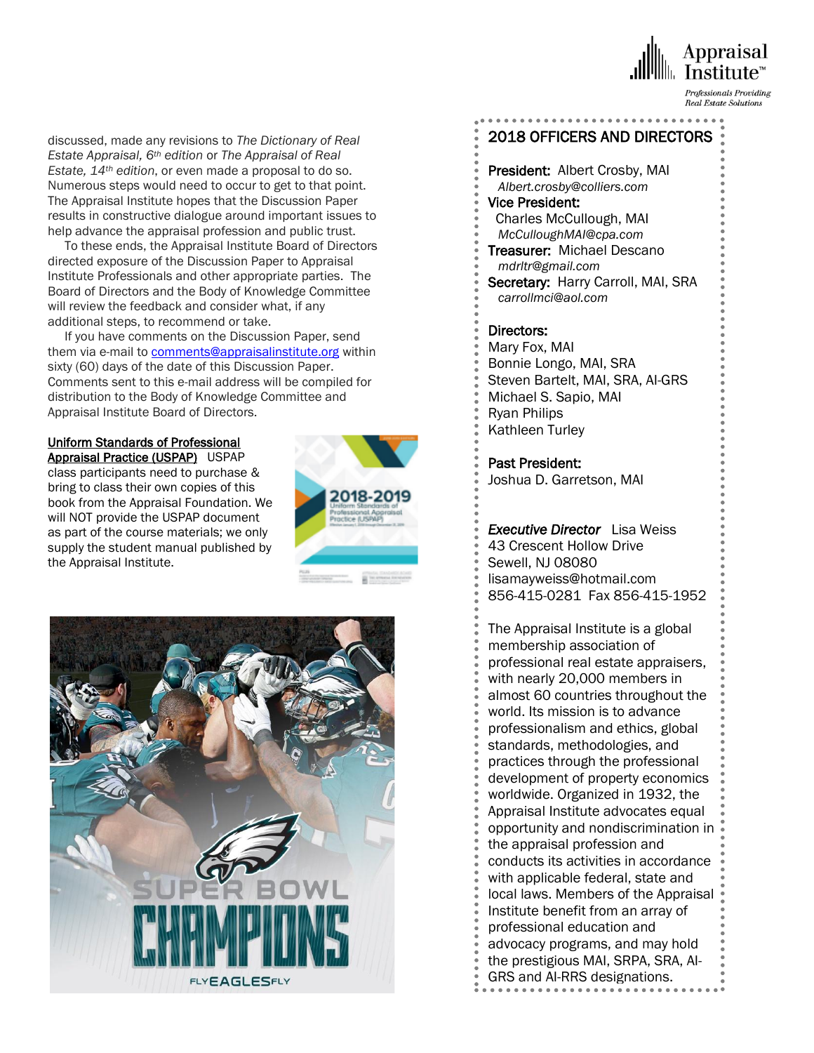discussed, made any revisions to *The Dictionary of Real Estate Appraisal, 6th edition* or *The Appraisal of Real Estate, 14th edition*, or even made a proposal to do so. Numerous steps would need to occur to get to that point. The Appraisal Institute hopes that the Discussion Paper results in constructive dialogue around important issues to help advance the appraisal profession and public trust.

To these ends, the Appraisal Institute Board of Directors directed exposure of the Discussion Paper to Appraisal Institute Professionals and other appropriate parties. The Board of Directors and the Body of Knowledge Committee will review the feedback and consider what, if any additional steps, to recommend or take.

If you have comments on the Discussion Paper, send them via e-mail to comments@appraisalinstitute.org within sixty (60) days of the date of this Discussion Paper. Comments sent to this e-mail address will be compiled for distribution to the Body of Knowledge Committee and Appraisal Institute Board of Directors.

**Uniform Standards of Professional Appraisal Practice (USPAP)** USPAP class participants need to purchase & bring to class their own copies of this book from the Appraisal Foundation. We will NOT provide the USPAP document as part of the course materials; we only supply the student manual published by the Appraisal Institute.

## 2018 OFFICERS AND DIRECTORS

**President:** Albert Crosby, MAI
*Albert.crosby@colliers.com*

**Vice President:** Charles McCullough, MAI
*McCulloughMAI@cpa.com*

**Treasurer:** Michael Descano
*mdrltr@gmail.com*

**Secretary:** Harry Carroll, MAI, SRA
*carrollmci@aol.com*

**Directors:**
Mary Fox, MAI
Bonnie Longo, MAI, SRA
Steven Bartelt, MAI, SRA, AI-GRS
Michael S. Sapio, MAI
Ryan Philips
Kathleen Turley

**Past President:**
Joshua D. Garretson, MAI

***Executive Director*** Lisa Weiss
43 Crescent Hollow Drive
Sewell, NJ 08080
lisamayweiss@hotmail.com
856-415-0281 Fax 856-415-1952

The Appraisal Institute is a global membership association of professional real estate appraisers, with nearly 20,000 members in almost 60 countries throughout the world. Its mission is to advance professionalism and ethics, global standards, methodologies, and practices through the professional development of property economics worldwide. Organized in 1932, the Appraisal Institute advocates equal opportunity and nondiscrimination in the appraisal profession and conducts its activities in accordance with applicable federal, state and local laws. Members of the Appraisal Institute benefit from an array of professional education and advocacy programs, and may hold the prestigious MAI, SRPA, SRA, AI-GRS and AI-RRS designations.